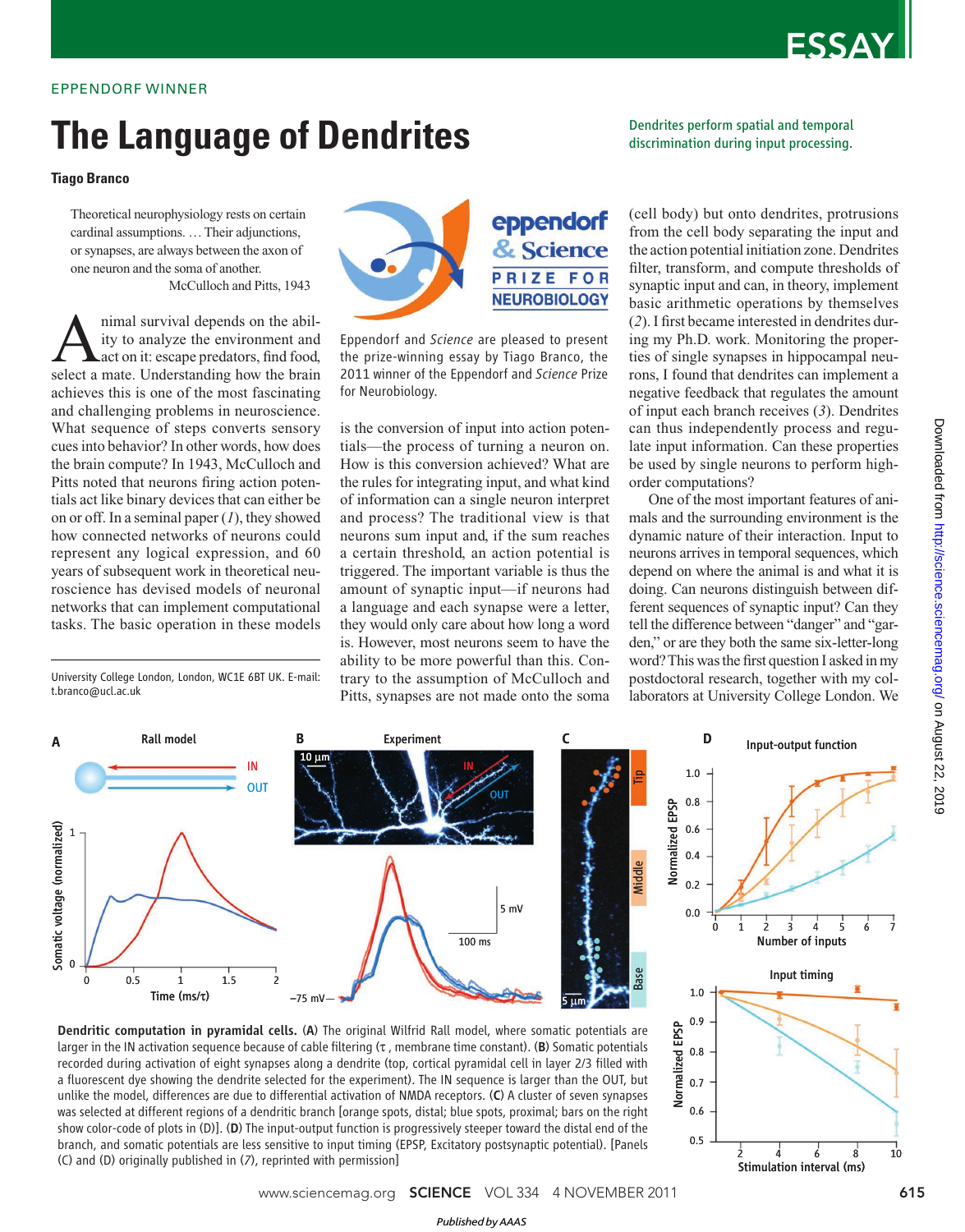EPPENDORF WINNER

# The Language of Dendrites

*Dendrites perform spatial and temporal discrimination during input processing.*

**Tiago Branco**

> Theoretical neurophysiology rests on certain cardinal assumptions. … Their adjunctions, or synapses, are always between the axon of one neuron and the soma of another.
>
> McCulloch and Pitts, 1943

Eppendorf and *Science* are pleased to present the prize-winning essay by Tiago Branco, the 2011 winner of the Eppendorf and *Science* Prize for Neurobiology.

Animal survival depends on the ability to analyze the environment and act on it: escape predators, find food, select a mate. Understanding how the brain achieves this is one of the most fascinating and challenging problems in neuroscience. What sequence of steps converts sensory cues into behavior? In other words, how does the brain compute? In 1943, McCulloch and Pitts noted that neurons firing action potentials act like binary devices that can either be on or off. In a seminal paper (*1*), they showed how connected networks of neurons could represent any logical expression, and 60 years of subsequent work in theoretical neuroscience has devised models of neuronal networks that can implement computational tasks. The basic operation in these models is the conversion of input into action potentials—the process of turning a neuron on. How is this conversion achieved? What are the rules for integrating input, and what kind of information can a single neuron interpret and process? The traditional view is that neurons sum input and, if the sum reaches a certain threshold, an action potential is triggered. The important variable is thus the amount of synaptic input—if neurons had a language and each synapse were a letter, they would only care about how long a word is. However, most neurons seem to have the ability to be more powerful than this. Contrary to the assumption of McCulloch and Pitts, synapses are not made onto the soma (cell body) but onto dendrites, protrusions from the cell body separating the input and the action potential initiation zone. Dendrites filter, transform, and compute thresholds of synaptic input and can, in theory, implement basic arithmetic operations by themselves (*2*). I first became interested in dendrites during my Ph.D. work. Monitoring the properties of single synapses in hippocampal neurons, I found that dendrites can implement a negative feedback that regulates the amount of input each branch receives (*3*). Dendrites can thus independently process and regulate input information. Can these properties be used by single neurons to perform higher-order computations?

One of the most important features of animals and the surrounding environment is the dynamic nature of their interaction. Input to neurons arrives in temporal sequences, which depend on where the animal is and what it is doing. Can neurons distinguish between different sequences of synaptic input? Can they tell the difference between "danger" and "garden," or are they both the same six-letter-long word? This was the first question I asked in my postdoctoral research, together with my collaborators at University College London. We

University College London, London, WC1E 6BT UK. E-mail: t.branco@ucl.ac.uk

**Dendritic computation in pyramidal cells.** (**A**) The original Wilfrid Rall model, where somatic potentials are larger in the IN activation sequence because of cable filtering (τ, membrane time constant). (**B**) Somatic potentials recorded during activation of eight synapses along a dendrite (top, cortical pyramidal cell in layer 2/3 filled with a fluorescent dye showing the dendrite selected for the experiment). The IN sequence is larger than the OUT, but unlike the model, differences are due to differential activation of NMDA receptors. (**C**) A cluster of seven synapses was selected at different regions of a dendritic branch [orange spots, distal; blue spots, proximal; bars on the right show color-code of plots in (D)]. (**D**) The input-output function is progressively steeper toward the distal end of the branch, and somatic potentials are less sensitive to input timing (EPSP, Excitatory postsynaptic potential). [Panels (C) and (D) originally published in (*7*), reprinted with permission]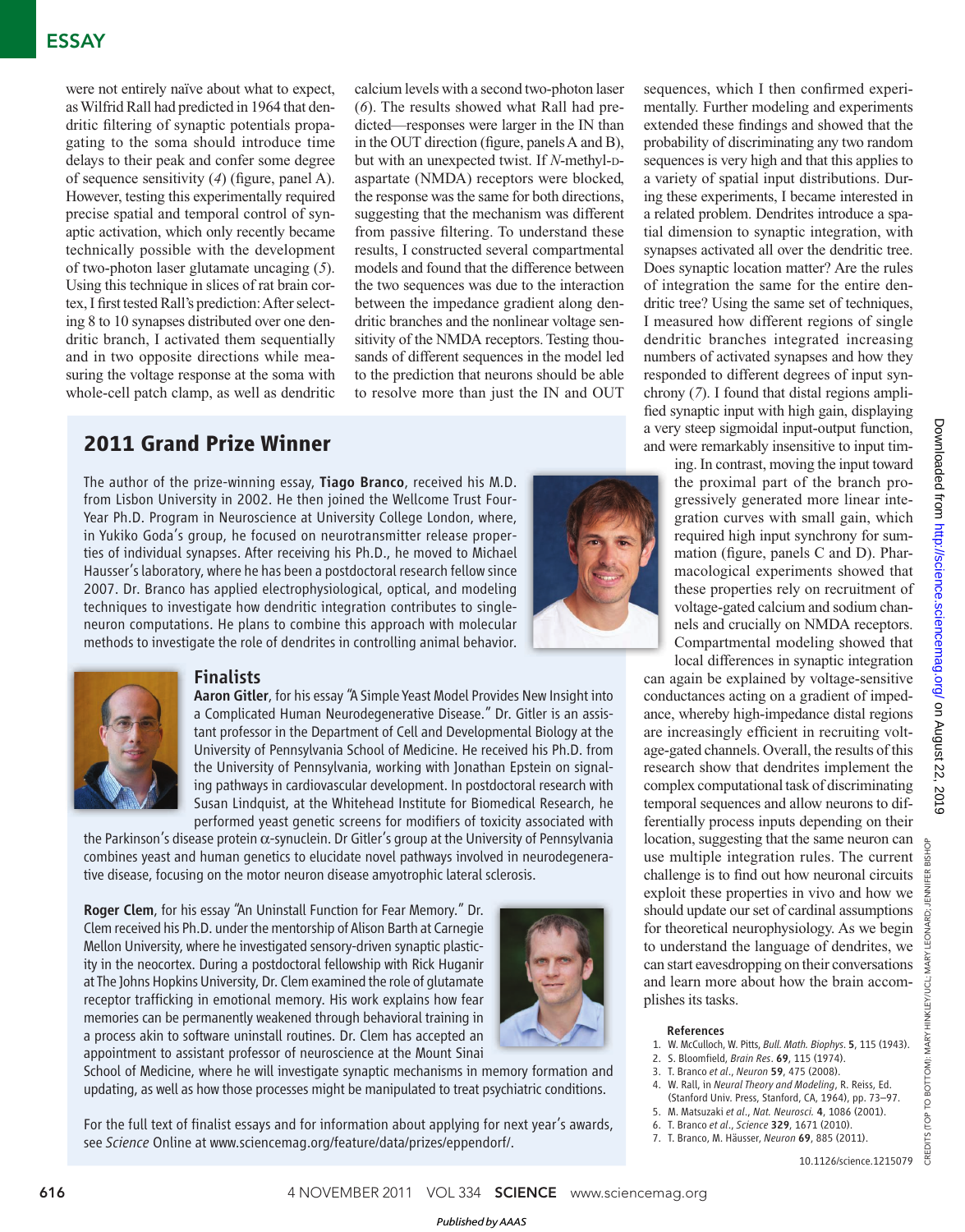were not entirely naïve about what to expect, as Wilfrid Rall had predicted in 1964 that dendritic filtering of synaptic potentials propagating to the soma should introduce time delays to their peak and confer some degree of sequence sensitivity (4) (figure, panel A). However, testing this experimentally required precise spatial and temporal control of synaptic activation, which only recently became technically possible with the development of two-photon laser glutamate uncaging (5). Using this technique in slices of rat brain cortex, I first tested Rall's prediction: After selecting 8 to 10 synapses distributed over one dendritic branch, I activated them sequentially and in two opposite directions while measuring the voltage response at the soma with whole-cell patch clamp, as well as dendritic calcium levels with a second two-photon laser (6). The results showed what Rall had predicted—responses were larger in the IN than in the OUT direction (figure, panels A and B), but with an unexpected twist. If *N*-methyl-D-aspartate (NMDA) receptors were blocked, the response was the same for both directions, suggesting that the mechanism was different from passive filtering. To understand these results, I constructed several compartmental models and found that the difference between the two sequences was due to the interaction between the impedance gradient along dendritic branches and the nonlinear voltage sensitivity of the NMDA receptors. Testing thousands of different sequences in the model led to the prediction that neurons should be able to resolve more than just the IN and OUT sequences, which I then confirmed experimentally. Further modeling and experiments extended these findings and showed that the probability of discriminating any two random sequences is very high and that this applies to a variety of spatial input distributions. During these experiments, I became interested in a related problem. Dendrites introduce a spatial dimension to synaptic integration, with synapses activated all over the dendritic tree. Does synaptic location matter? Are the rules of integration the same for the entire dendritic tree? Using the same set of techniques, I measured how different regions of single dendritic branches integrated increasing numbers of activated synapses and how they responded to different degrees of input synchrony (7). I found that distal regions amplified synaptic input with high gain, displaying a very steep sigmoidal input-output function, and were remarkably insensitive to input timing. In contrast, moving the input toward the proximal part of the branch progressively generated more linear integration curves with small gain, which required high input synchrony for summation (figure, panels C and D). Pharmacological experiments showed that these properties rely on recruitment of voltage-gated calcium and sodium channels and crucially on NMDA receptors. Compartmental modeling showed that local differences in synaptic integration can again be explained by voltage-sensitive conductances acting on a gradient of impedance, whereby high-impedance distal regions are increasingly efficient in recruiting voltage-gated channels. Overall, the results of this research show that dendrites implement the complex computational task of discriminating temporal sequences and allow neurons to differentially process inputs depending on their location, suggesting that the same neuron can use multiple integration rules. The current challenge is to find out how neuronal circuits exploit these properties in vivo and how we should update our set of cardinal assumptions for theoretical neurophysiology. As we begin to understand the language of dendrites, we can start eavesdropping on their conversations and learn more about how the brain accomplishes its tasks.

## 2011 Grand Prize Winner

The author of the prize-winning essay, **Tiago Branco**, received his M.D. from Lisbon University in 2002. He then joined the Wellcome Trust Four-Year Ph.D. Program in Neuroscience at University College London, where, in Yukiko Goda's group, he focused on neurotransmitter release properties of individual synapses. After receiving his Ph.D., he moved to Michael Hausser's laboratory, where he has been a postdoctoral research fellow since 2007. Dr. Branco has applied electrophysiological, optical, and modeling techniques to investigate how dendritic integration contributes to single-neuron computations. He plans to combine this approach with molecular methods to investigate the role of dendrites in controlling animal behavior.

### Finalists

**Aaron Gitler**, for his essay "A Simple Yeast Model Provides New Insight into a Complicated Human Neurodegenerative Disease." Dr. Gitler is an assistant professor in the Department of Cell and Developmental Biology at the University of Pennsylvania School of Medicine. He received his Ph.D. from the University of Pennsylvania, working with Jonathan Epstein on signaling pathways in cardiovascular development. In postdoctoral research with Susan Lindquist, at the Whitehead Institute for Biomedical Research, he performed yeast genetic screens for modifiers of toxicity associated with the Parkinson's disease protein α-synuclein. Dr Gitler's group at the University of Pennsylvania combines yeast and human genetics to elucidate novel pathways involved in neurodegenerative disease, focusing on the motor neuron disease amyotrophic lateral sclerosis.

**Roger Clem**, for his essay "An Uninstall Function for Fear Memory." Dr. Clem received his Ph.D. under the mentorship of Alison Barth at Carnegie Mellon University, where he investigated sensory-driven synaptic plasticity in the neocortex. During a postdoctoral fellowship with Rick Huganir at The Johns Hopkins University, Dr. Clem examined the role of glutamate receptor trafficking in emotional memory. His work explains how fear memories can be permanently weakened through behavioral training in a process akin to software uninstall routines. Dr. Clem has accepted an appointment to assistant professor of neuroscience at the Mount Sinai School of Medicine, where he will investigate synaptic mechanisms in memory formation and updating, as well as how those processes might be manipulated to treat psychiatric conditions.

For the full text of finalist essays and for information about applying for next year's awards, see *Science* Online at www.sciencemag.org/feature/data/prizes/eppendorf/.

### References

1. W. McCulloch, W. Pitts, *Bull. Math. Biophys.* **5**, 115 (1943).
2. S. Bloomfield, *Brain Res.* **69**, 115 (1974).
3. T. Branco *et al.*, *Neuron* **59**, 475 (2008).
4. W. Rall, in *Neural Theory and Modeling*, R. Reiss, Ed. (Stanford Univ. Press, Stanford, CA, 1964), pp. 73–97.
5. M. Matsuzaki *et al.*, *Nat. Neurosci.* **4**, 1086 (2001).
6. T. Branco *et al.*, *Science* **329**, 1671 (2010).
7. T. Branco, M. Häusser, *Neuron* **69**, 885 (2011).

10.1126/science.1215079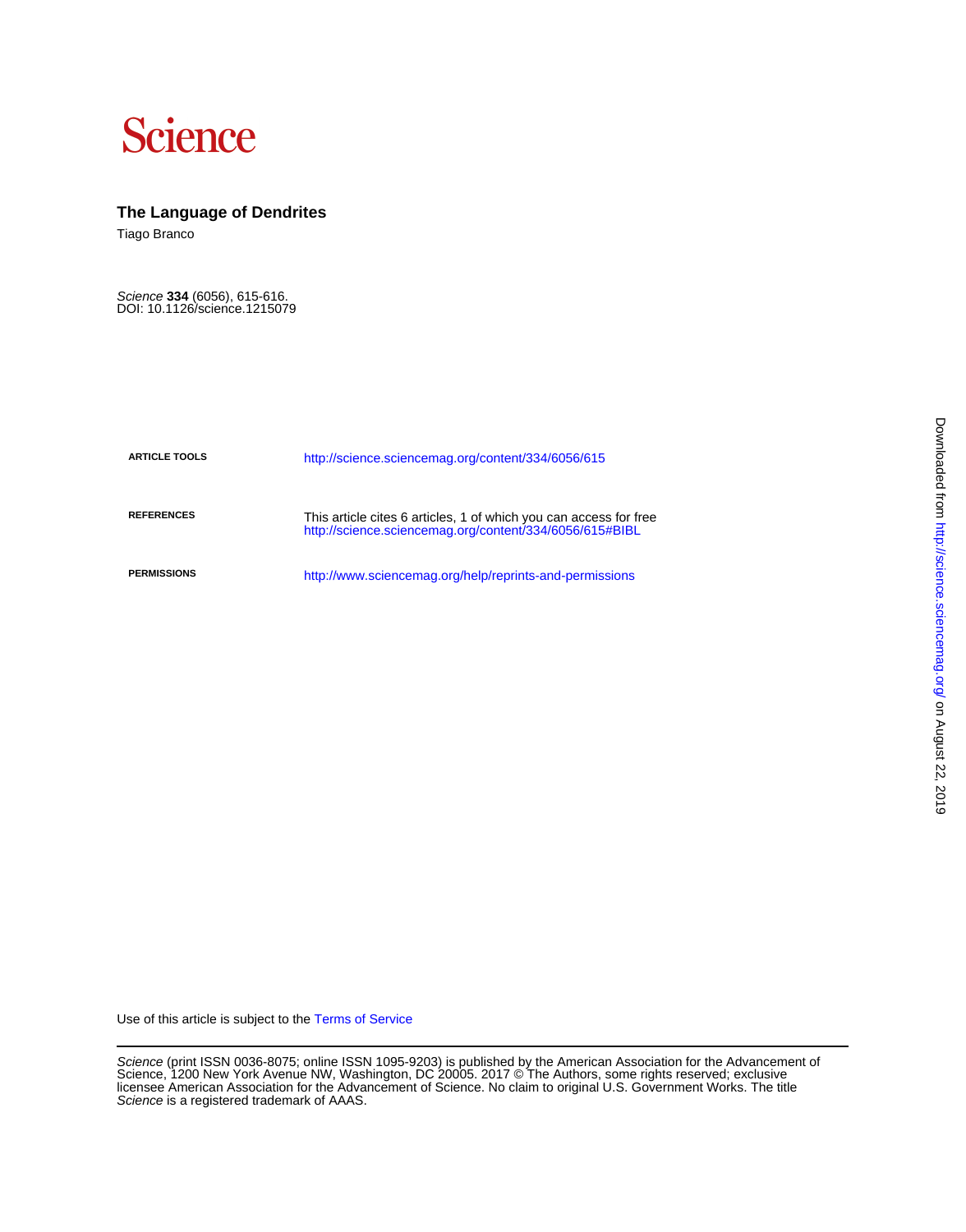# Science

## The Language of Dendrites

Tiago Branco

*Science* **334** (6056), 615-616.
DOI: 10.1126/science.1215079

| | |
|---|---|
| **ARTICLE TOOLS** | http://science.sciencemag.org/content/334/6056/615 |
| **REFERENCES** | This article cites 6 articles, 1 of which you can access for free http://science.sciencemag.org/content/334/6056/615#BIBL |
| **PERMISSIONS** | http://www.sciencemag.org/help/reprints-and-permissions |

Use of this article is subject to the Terms of Service

*Science* (print ISSN 0036-8075; online ISSN 1095-9203) is published by the American Association for the Advancement of Science, 1200 New York Avenue NW, Washington, DC 20005. 2017 © The Authors, some rights reserved; exclusive licensee American Association for the Advancement of Science. No claim to original U.S. Government Works. The title *Science* is a registered trademark of AAAS.

Downloaded from http://science.sciencemag.org/ on August 22, 2019